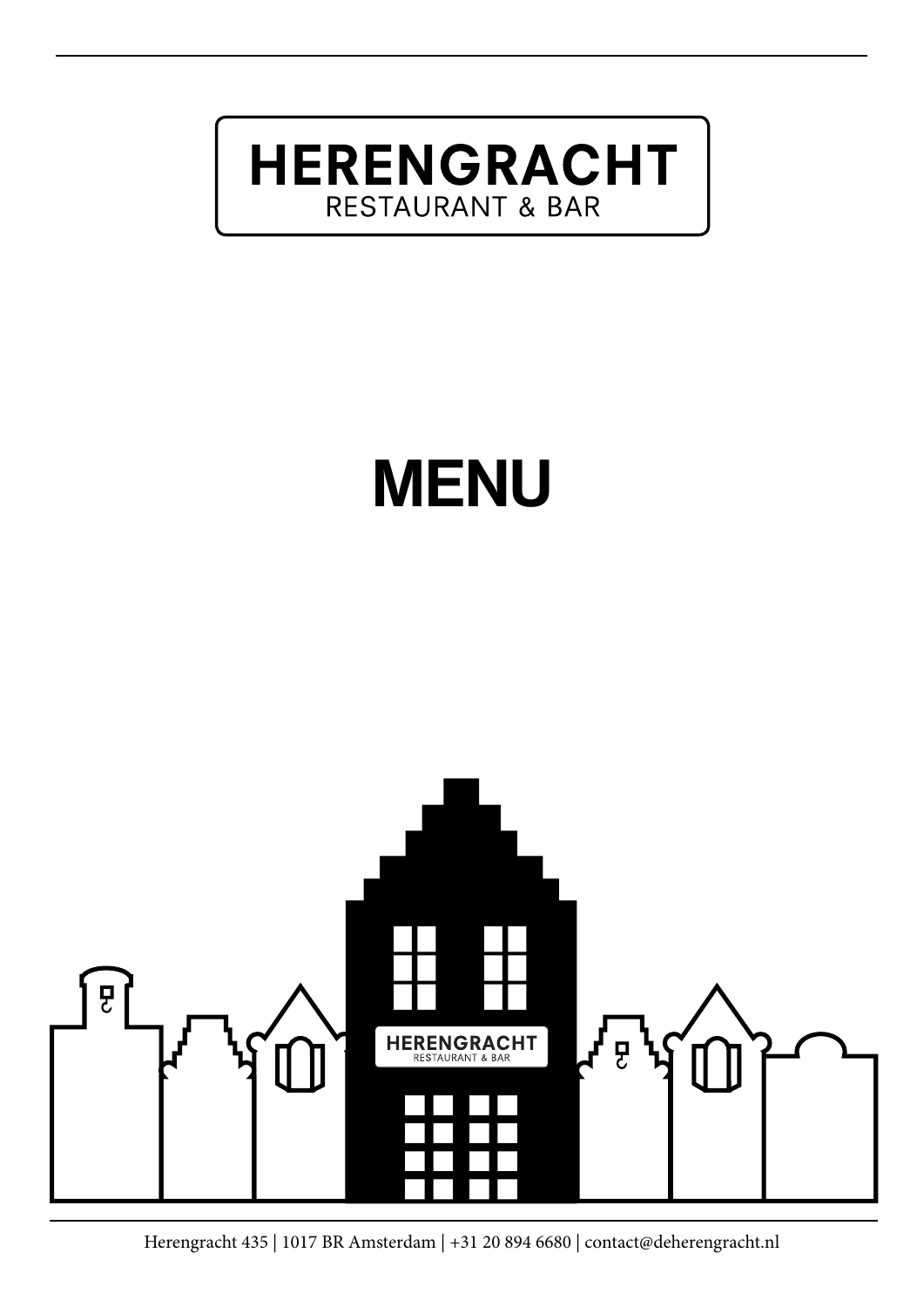# HERENGRACHT
RESTAURANT & BAR

# MENU

Herengracht 435 | 1017 BR Amsterdam | +31 20 894 6680 | contact@deherengracht.nl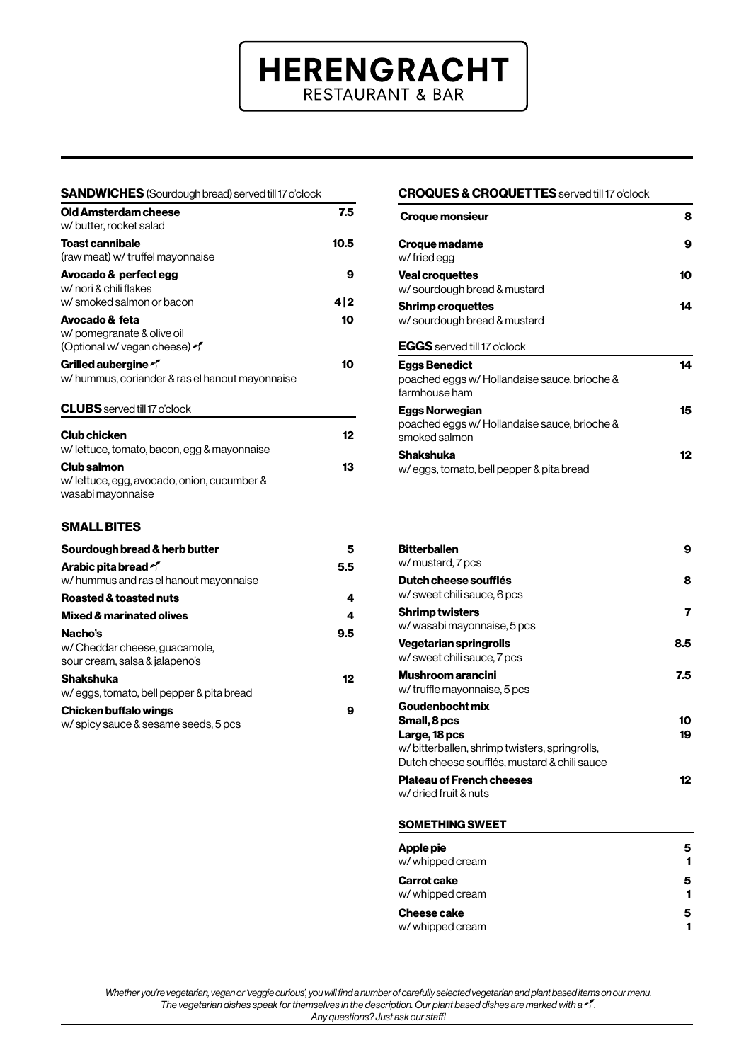# HERENGRACHT
RESTAURANT & BAR

## SANDWICHES (Sourdough bread) served till 17 o'clock

| Item | Price |
| --- | --- |
| **Old Amsterdam cheese**<br>w/ butter, rocket salad | 7.5 |
| **Toast cannibale**<br>(raw meat) w/ truffel mayonnaise | 10.5 |
| **Avocado & perfect egg**<br>w/ nori & chili flakes | 9 |
| w/ smoked salmon or bacon | 4 \| 2 |
| **Avocado & feta**<br>w/ pomegranate & olive oil<br>(Optional w/ vegan cheese) 🌱 | 10 |
| **Grilled aubergine** 🌱<br>w/ hummus, coriander & ras el hanout mayonnaise | 10 |

## CLUBS served till 17 o'clock

| Item | Price |
| --- | --- |
| **Club chicken**<br>w/ lettuce, tomato, bacon, egg & mayonnaise | 12 |
| **Club salmon**<br>w/ lettuce, egg, avocado, onion, cucumber & wasabi mayonnaise | 13 |

## CROQUES & CROQUETTES served till 17 o'clock

| Item | Price |
| --- | --- |
| **Croque monsieur** | 8 |
| **Croque madame**<br>w/ fried egg | 9 |
| **Veal croquettes**<br>w/ sourdough bread & mustard | 10 |
| **Shrimp croquettes**<br>w/ sourdough bread & mustard | 14 |

## EGGS served till 17 o'clock

| Item | Price |
| --- | --- |
| **Eggs Benedict**<br>poached eggs w/ Hollandaise sauce, brioche & farmhouse ham | 14 |
| **Eggs Norwegian**<br>poached eggs w/ Hollandaise sauce, brioche & smoked salmon | 15 |
| **Shakshuka**<br>w/ eggs, tomato, bell pepper & pita bread | 12 |

## SMALL BITES

| Item | Price |
| --- | --- |
| **Sourdough bread & herb butter** | 5 |
| **Arabic pita bread** 🌱<br>w/ hummus and ras el hanout mayonnaise | 5.5 |
| **Roasted & toasted nuts** | 4 |
| **Mixed & marinated olives** | 4 |
| **Nacho's**<br>w/ Cheddar cheese, guacamole, sour cream, salsa & jalapeno's | 9.5 |
| **Shakshuka**<br>w/ eggs, tomato, bell pepper & pita bread | 12 |
| **Chicken buffalo wings**<br>w/ spicy sauce & sesame seeds, 5 pcs | 9 |
| **Bitterballen**<br>w/ mustard, 7 pcs | 9 |
| **Dutch cheese soufflés**<br>w/ sweet chili sauce, 6 pcs | 8 |
| **Shrimp twisters**<br>w/ wasabi mayonnaise, 5 pcs | 7 |
| **Vegetarian springrolls**<br>w/ sweet chili sauce, 7 pcs | 8.5 |
| **Mushroom arancini**<br>w/ truffle mayonnaise, 5 pcs | 7.5 |
| **Goudenbocht mix** | |
| **Small, 8 pcs** | 10 |
| **Large, 18 pcs**<br>w/ bitterballen, shrimp twisters, springrolls, Dutch cheese soufflés, mustard & chili sauce | 19 |
| **Plateau of French cheeses**<br>w/ dried fruit & nuts | 12 |

## SOMETHING SWEET

| Item | Price |
| --- | --- |
| **Apple pie** | 5 |
| w/ whipped cream | 1 |
| **Carrot cake** | 5 |
| w/ whipped cream | 1 |
| **Cheese cake** | 5 |
| w/ whipped cream | 1 |

*Whether you're vegetarian, vegan or 'veggie curious', you will find a number of carefully selected vegetarian and plant based items on our menu. The vegetarian dishes speak for themselves in the description. Our plant based dishes are marked with a 🌱. Any questions? Just ask our staff!*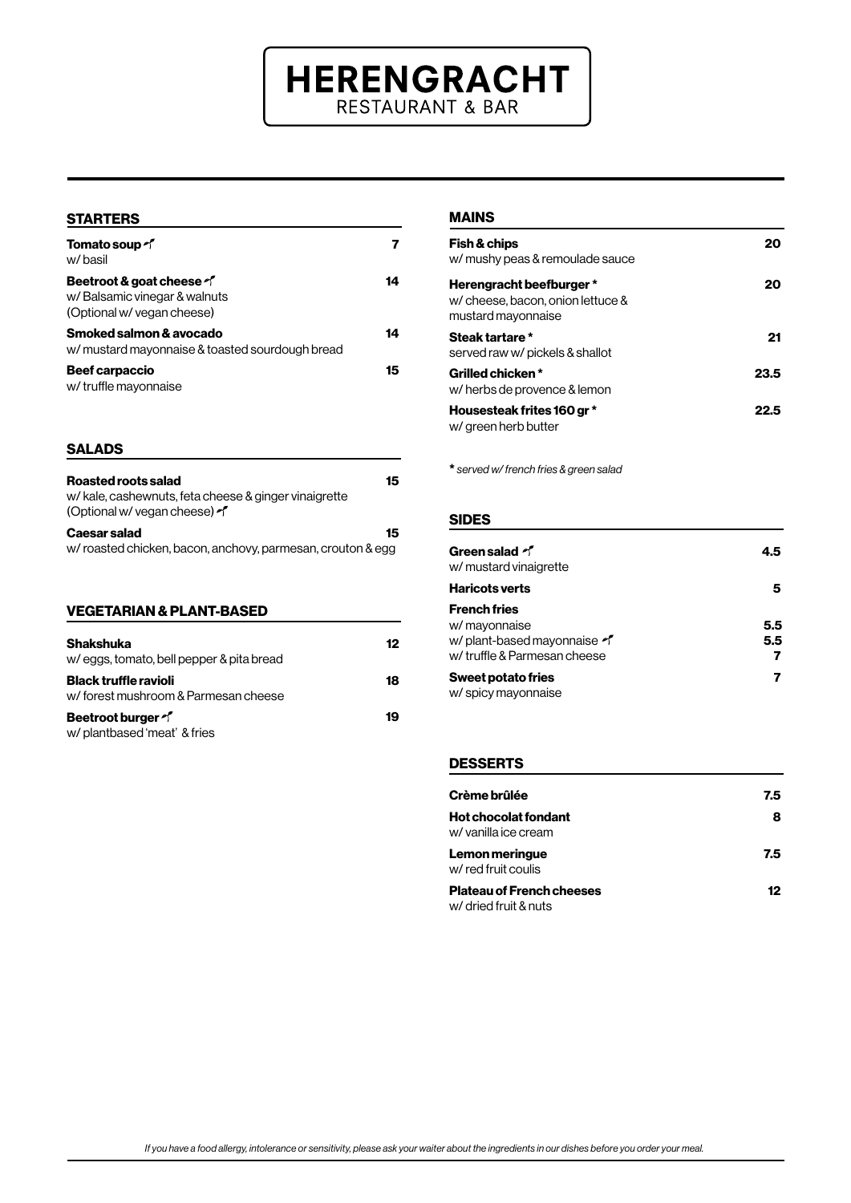# HERENGRACHT
RESTAURANT & BAR

## STARTERS

| | |
|---|---|
| **Tomato soup** 🌱<br>w/ basil | **7** |
| **Beetroot & goat cheese** 🌱<br>w/ Balsamic vinegar & walnuts<br>(Optional w/ vegan cheese) | **14** |
| **Smoked salmon & avocado**<br>w/ mustard mayonnaise & toasted sourdough bread | **14** |
| **Beef carpaccio**<br>w/ truffle mayonnaise | **15** |

## SALADS

| | |
|---|---|
| **Roasted roots salad**<br>w/ kale, cashewnuts, feta cheese & ginger vinaigrette<br>(Optional w/ vegan cheese) 🌱 | **15** |
| **Caesar salad**<br>w/ roasted chicken, bacon, anchovy, parmesan, crouton & egg | **15** |

## VEGETARIAN & PLANT-BASED

| | |
|---|---|
| **Shakshuka**<br>w/ eggs, tomato, bell pepper & pita bread | **12** |
| **Black truffle ravioli**<br>w/ forest mushroom & Parmesan cheese | **18** |
| **Beetroot burger** 🌱<br>w/ plantbased 'meat' & fries | **19** |

## MAINS

| | |
|---|---|
| **Fish & chips**<br>w/ mushy peas & remoulade sauce | **20** |
| **Herengracht beefburger \***<br>w/ cheese, bacon, onion lettuce &<br>mustard mayonnaise | **20** |
| **Steak tartare \***<br>served raw w/ pickels & shallot | **21** |
| **Grilled chicken \***<br>w/ herbs de provence & lemon | **23.5** |
| **Housesteak frites 160 gr \***<br>w/ green herb butter | **22.5** |

*\* served w/ french fries & green salad*

## SIDES

| | |
|---|---|
| **Green salad** 🌱<br>w/ mustard vinaigrette | **4.5** |
| **Haricots verts** | **5** |
| **French fries** | |
| w/ mayonnaise | **5.5** |
| w/ plant-based mayonnaise 🌱 | **5.5** |
| w/ truffle & Parmesan cheese | **7** |
| **Sweet potato fries**<br>w/ spicy mayonnaise | **7** |

## DESSERTS

| | |
|---|---|
| **Crème brûlée** | **7.5** |
| **Hot chocolat fondant**<br>w/ vanilla ice cream | **8** |
| **Lemon meringue**<br>w/ red fruit coulis | **7.5** |
| **Plateau of French cheeses**<br>w/ dried fruit & nuts | **12** |

*If you have a food allergy, intolerance or sensitivity, please ask your waiter about the ingredients in our dishes before you order your meal.*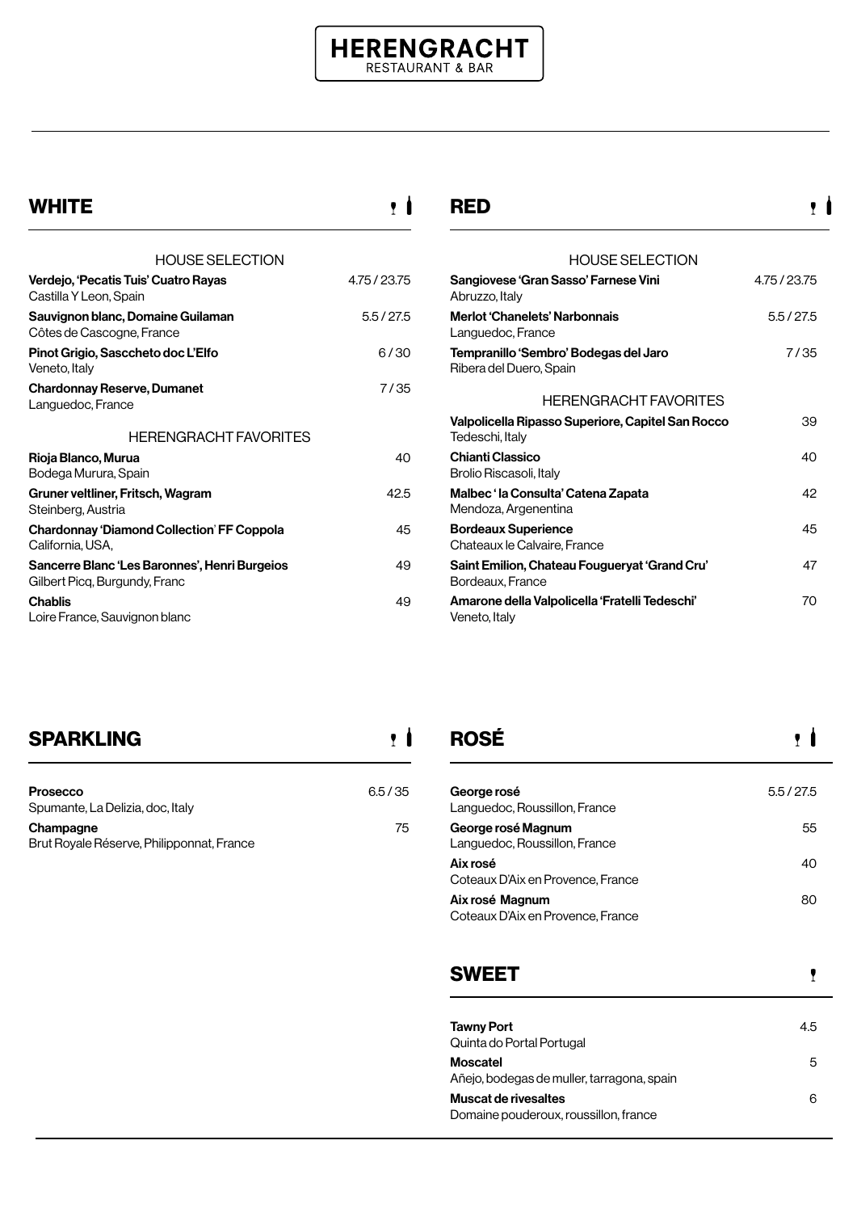# HERENGRACHT
RESTAURANT & BAR

## WHITE

HOUSE SELECTION

**Verdejo, 'Pecatis Tuis' Cuatro Rayas** 4.75 / 23.75
Castilla Y Leon, Spain

**Sauvignon blanc, Domaine Guilaman** 5.5 / 27.5
Côtes de Cascogne, France

**Pinot Grigio, Sasccheto doc L'Elfo** 6 / 30
Veneto, Italy

**Chardonnay Reserve, Dumanet** 7 / 35
Languedoc, France

HERENGRACHT FAVORITES

**Rioja Blanco, Murua** 40
Bodega Murura, Spain

**Gruner veltliner, Fritsch, Wagram** 42.5
Steinberg, Austria

**Chardonnay 'Diamond Collection' FF Coppola** 45
California, USA,

**Sancerre Blanc 'Les Baronnes', Henri Burgeios** 49
Gilbert Picq, Burgundy, Franc

**Chablis** 49
Loire France, Sauvignon blanc

## RED

HOUSE SELECTION

**Sangiovese 'Gran Sasso' Farnese Vini** 4.75 / 23.75
Abruzzo, Italy

**Merlot 'Chanelets' Narbonnais** 5.5 / 27.5
Languedoc, France

**Tempranillo 'Sembro' Bodegas del Jaro** 7 / 35
Ribera del Duero, Spain

HERENGRACHT FAVORITES

**Valpolicella Ripasso Superiore, Capitel San Rocco** 39
Tedeschi, Italy

**Chianti Classico** 40
Brolio Riscasoli, Italy

**Malbec ' la Consulta' Catena Zapata** 42
Mendoza, Argenentina

**Bordeaux Superience** 45
Chateaux le Calvaire, France

**Saint Emilion, Chateau Fougueryat 'Grand Cru'** 47
Bordeaux, France

**Amarone della Valpolicella 'Fratelli Tedeschi'** 70
Veneto, Italy

## SPARKLING

**Prosecco** 6.5 / 35
Spumante, La Delizia, doc, Italy

**Champagne** 75
Brut Royale Réserve, Philipponnat, France

## ROSÉ

**George rosé** 5.5 / 27.5
Languedoc, Roussillon, France

**George rosé Magnum** 55
Languedoc, Roussillon, France

**Aix rosé** 40
Coteaux D'Aix en Provence, France

**Aix rosé Magnum** 80
Coteaux D'Aix en Provence, France

## SWEET

**Tawny Port** 4.5
Quinta do Portal Portugal

**Moscatel** 5
Añejo, bodegas de muller, tarragona, spain

**Muscat de rivesaltes** 6
Domaine pouderoux, roussillon, france